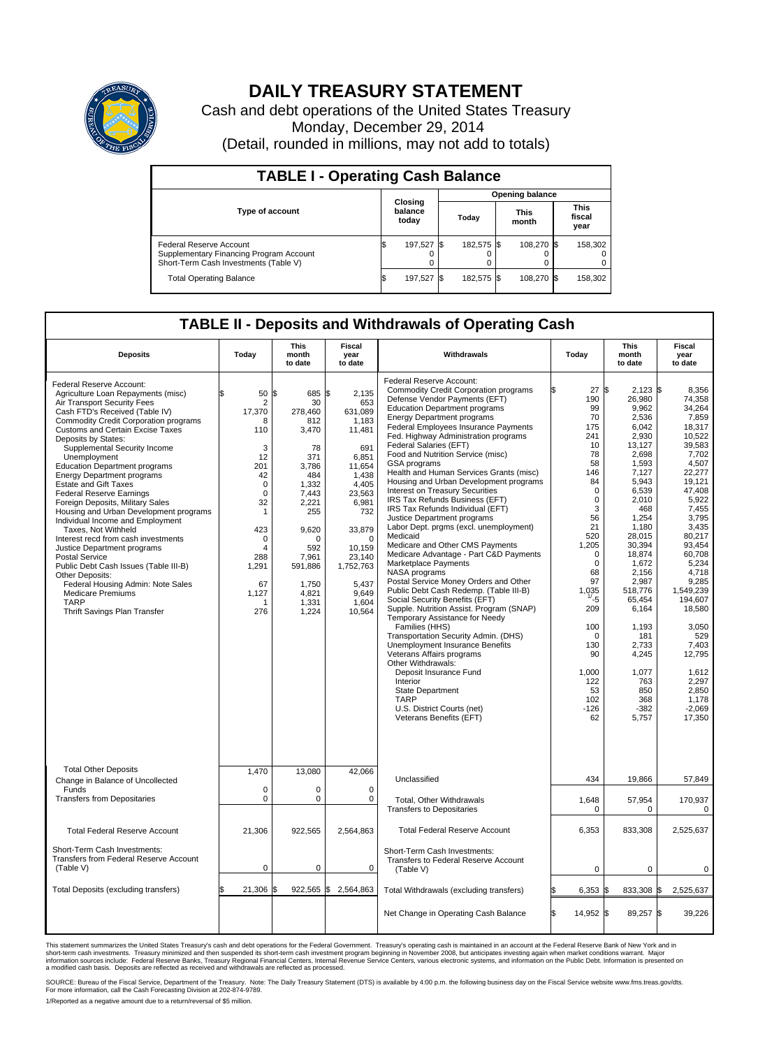# DAILY TREASURY STATEMENT

Cash and debt operations of the United States Treasury

Monday, December 29, 2014

(Detail, rounded in millions, may not add to totals)

## TABLE I - Operating Cash Balance

| Type of account | Closing balance today | Opening balance Today | Opening balance This month | Opening balance This fiscal year |
|---|---|---|---|---|
| Federal Reserve Account | $ 197,527 | $ 182,575 | $ 108,270 | $ 158,302 |
| Supplementary Financing Program Account | 0 | 0 | 0 | 0 |
| Short-Term Cash Investments (Table V) | 0 | 0 | 0 | 0 |
| Total Operating Balance | $ 197,527 | $ 182,575 | $ 108,270 | $ 158,302 |

## TABLE II - Deposits and Withdrawals of Operating Cash

| Deposits | Today | This month to date | Fiscal year to date | Withdrawals | Today | This month to date | Fiscal year to date |
|---|---|---|---|---|---|---|---|
| Federal Reserve Account: | | | | Federal Reserve Account: | | | |
| Agriculture Loan Repayments (misc) | $ 50 | $ 685 | $ 2,135 | Commodity Credit Corporation programs | $ 27 | $ 2,123 | $ 8,356 |
| Air Transport Security Fees | 2 | 30 | 653 | Defense Vendor Payments (EFT) | 190 | 26,980 | 74,358 |
| Cash FTD's Received (Table IV) | 17,370 | 278,460 | 631,089 | Education Department programs | 99 | 9,962 | 34,264 |
| Commodity Credit Corporation programs | 8 | 812 | 1,183 | Energy Department programs | 70 | 2,536 | 7,859 |
| Customs and Certain Excise Taxes | 110 | 3,470 | 11,481 | Federal Employees Insurance Payments | 175 | 6,042 | 18,317 |
| Deposits by States: | | | | Fed. Highway Administration programs | 241 | 2,930 | 10,522 |
| Supplemental Security Income | 3 | 78 | 691 | Federal Salaries (EFT) | 10 | 13,127 | 39,583 |
| Unemployment | 12 | 371 | 6,851 | Food and Nutrition Service (misc) | 78 | 2,698 | 7,702 |
| Education Department programs | 201 | 3,786 | 11,654 | GSA programs | 58 | 1,593 | 4,507 |
| Energy Department programs | 42 | 484 | 1,438 | Health and Human Services Grants (misc) | 146 | 7,127 | 22,277 |
| Estate and Gift Taxes | 0 | 1,332 | 4,405 | Housing and Urban Development programs | 84 | 5,943 | 19,121 |
| Federal Reserve Earnings | 0 | 7,443 | 23,563 | Interest on Treasury Securities | 0 | 6,539 | 47,408 |
| Foreign Deposits, Military Sales | 32 | 2,221 | 6,981 | IRS Tax Refunds Business (EFT) | 0 | 2,010 | 5,922 |
| Housing and Urban Development programs | 1 | 255 | 732 | IRS Tax Refunds Individual (EFT) | 3 | 468 | 7,455 |
| Individual Income and Employment | | | | Justice Department programs | 56 | 1,254 | 3,795 |
| Taxes, Not Withheld | 423 | 9,620 | 33,879 | Labor Dept. prgms (excl. unemployment) | 21 | 1,180 | 3,435 |
| Interest recd from cash investments | 0 | 0 | 0 | Medicaid | 520 | 28,015 | 80,217 |
| Justice Department programs | 4 | 592 | 10,159 | Medicare and Other CMS Payments | 1,205 | 30,394 | 93,454 |
| Postal Service | 288 | 7,961 | 23,140 | Medicare Advantage - Part C&D Payments | 0 | 18,874 | 60,708 |
| Public Debt Cash Issues (Table III-B) | 1,291 | 591,886 | 1,752,763 | Marketplace Payments | 0 | 1,672 | 5,234 |
| Other Deposits: | | | | NASA programs | 68 | 2,156 | 4,718 |
| Federal Housing Admin: Note Sales | 67 | 1,750 | 5,437 | Postal Service Money Orders and Other | 97 | 2,987 | 9,285 |
| Medicare Premiums | 1,127 | 4,821 | 9,649 | Public Debt Cash Redemp. (Table III-B) | 1,035 | 518,776 | 1,549,239 |
| TARP | 1 | 1,331 | 1,604 | Social Security Benefits (EFT) | 1/ -5 | 65,454 | 194,607 |
| Thrift Savings Plan Transfer | 276 | 1,224 | 10,564 | Supple. Nutrition Assist. Program (SNAP) | 209 | 6,164 | 18,580 |
| | | | | Temporary Assistance for Needy Families (HHS) | 100 | 1,193 | 3,050 |
| | | | | Transportation Security Admin. (DHS) | 0 | 181 | 529 |
| | | | | Unemployment Insurance Benefits | 130 | 2,733 | 7,403 |
| | | | | Veterans Affairs programs | 90 | 4,245 | 12,795 |
| | | | | Other Withdrawals: | | | |
| | | | | Deposit Insurance Fund | 1,000 | 1,077 | 1,612 |
| | | | | Interior | 122 | 763 | 2,297 |
| | | | | State Department | 53 | 850 | 2,850 |
| | | | | TARP | 102 | 368 | 1,178 |
| | | | | U.S. District Courts (net) | -126 | -382 | -2,069 |
| | | | | Veterans Benefits (EFT) | 62 | 5,757 | 17,350 |
| Total Other Deposits | 1,470 | 13,080 | 42,066 | Unclassified | 434 | 19,866 | 57,849 |
| Change in Balance of Uncollected Funds | 0 | 0 | 0 | | | | |
| Transfers from Depositaries | 0 | 0 | 0 | Total, Other Withdrawals | 1,648 | 57,954 | 170,937 |
| | | | | Transfers to Depositaries | 0 | 0 | 0 |
| Total Federal Reserve Account | 21,306 | 922,565 | 2,564,863 | Total Federal Reserve Account | 6,353 | 833,308 | 2,525,637 |
| Short-Term Cash Investments: Transfers from Federal Reserve Account (Table V) | 0 | 0 | 0 | Short-Term Cash Investments: Transfers to Federal Reserve Account (Table V) | 0 | 0 | 0 |
| Total Deposits (excluding transfers) | $ 21,306 | $ 922,565 | $ 2,564,863 | Total Withdrawals (excluding transfers) | $ 6,353 | $ 833,308 | $ 2,525,637 |
| | | | | Net Change in Operating Cash Balance | $ 14,952 | $ 89,257 | $ 39,226 |

This statement summarizes the United States Treasury's cash and debt operations for the Federal Government. Treasury's operating cash is maintained in an account at the Federal Reserve Bank of New York and in short-term cash investments. Treasury minimized and then suspended its short-term cash investment program beginning in November 2008, but anticipates investing again when market conditions warrant. Major information sources include: Federal Reserve Banks, Treasury Regional Financial Centers, Internal Revenue Service Centers, various electronic systems, and information on the Public Debt. Information is presented on a modified cash basis. Deposits are reflected as received and withdrawals are reflected as processed.

SOURCE: Bureau of the Fiscal Service, Department of the Treasury. Note: The Daily Treasury Statement (DTS) is available by 4:00 p.m. the following business day on the Fiscal Service website www.fms.treas.gov/dts. For more information, call the Cash Forecasting Division at 202-874-9789.

1/Reported as a negative amount due to a return/reversal of $5 million.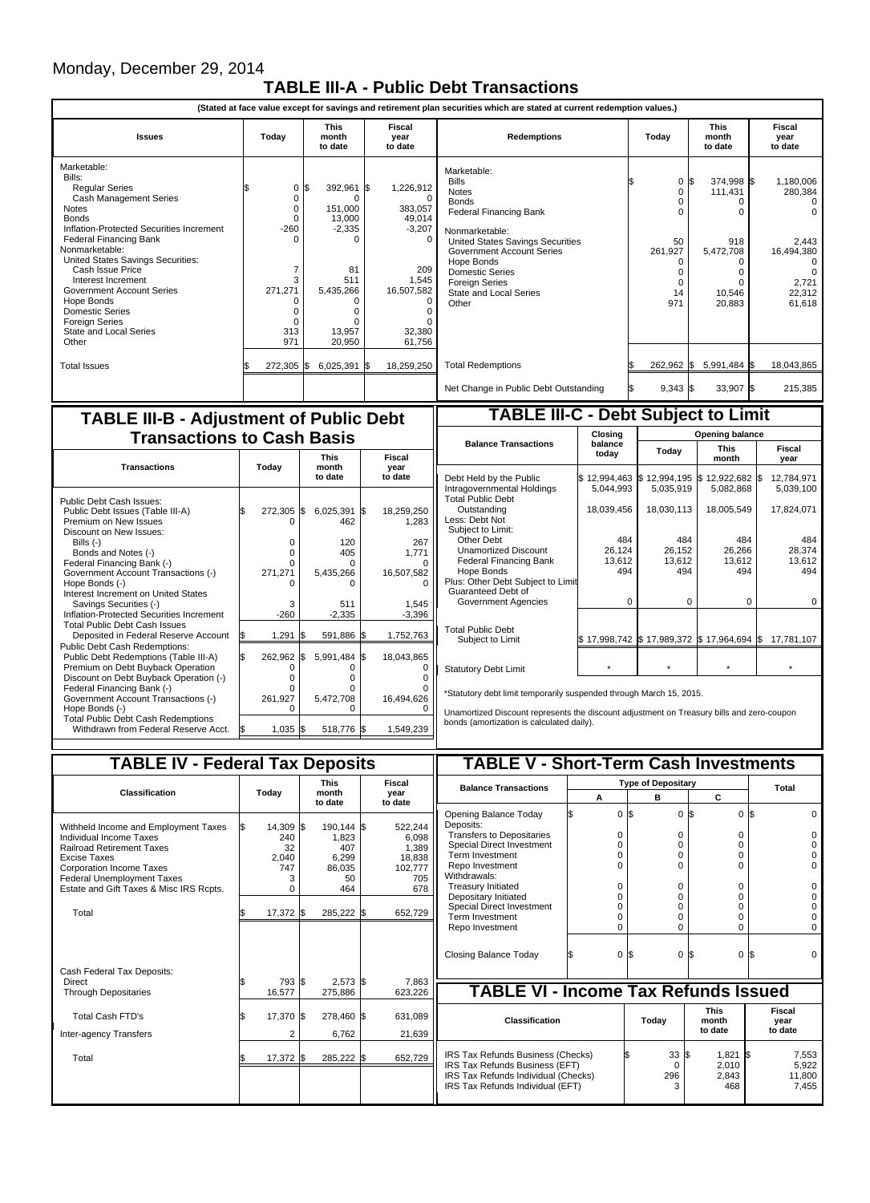Monday, December 29, 2014

# TABLE III-A - Public Debt Transactions

(Stated at face value except for savings and retirement plan securities which are stated at current redemption values.)

| Issues | Today | This month to date | Fiscal year to date | Redemptions | Today | This month to date | Fiscal year to date |
|---|---|---|---|---|---|---|---|
| Marketable: | | | | Marketable: | | | |
| Bills: | | | | Bills | $ 0 | $ 374,998 | $ 1,180,006 |
| Regular Series | $ 0 | $ 392,961 | $ 1,226,912 | Notes | 0 | 111,431 | 280,384 |
| Cash Management Series | 0 | 0 | 0 | Bonds | 0 | 0 | 0 |
| Notes | 0 | 151,000 | 383,057 | Federal Financing Bank | 0 | 0 | 0 |
| Bonds | 0 | 13,000 | 49,014 | | | | |
| Inflation-Protected Securities Increment | -260 | -2,335 | -3,207 | Nonmarketable: | | | |
| Federal Financing Bank | 0 | 0 | 0 | United States Savings Securities | 50 | 918 | 2,443 |
| Nonmarketable: | | | | Government Account Series | 261,927 | 5,472,708 | 16,494,380 |
| United States Savings Securities: | | | | Hope Bonds | 0 | 0 | 0 |
| Cash Issue Price | 7 | 81 | 209 | Domestic Series | 0 | 0 | 0 |
| Interest Increment | 3 | 511 | 1,545 | Foreign Series | 0 | 0 | 2,721 |
| Government Account Series | 271,271 | 5,435,266 | 16,507,582 | State and Local Series | 14 | 10,546 | 22,312 |
| Hope Bonds | 0 | 0 | 0 | Other | 971 | 20,883 | 61,618 |
| Domestic Series | 0 | 0 | 0 | | | | |
| Foreign Series | 0 | 0 | 0 | | | | |
| State and Local Series | 313 | 13,957 | 32,380 | | | | |
| Other | 971 | 20,950 | 61,756 | | | | |
| Total Issues | $ 272,305 | $ 6,025,391 | $ 18,259,250 | Total Redemptions | $ 262,962 | $ 5,991,484 | $ 18,043,865 |
| | | | | Net Change in Public Debt Outstanding | $ 9,343 | $ 33,907 | $ 215,385 |

# TABLE III-B - Adjustment of Public Debt Transactions to Cash Basis

| Transactions | Today | This month to date | Fiscal year to date |
|---|---|---|---|
| Public Debt Cash Issues: | | | |
| Public Debt Issues (Table III-A) | $ 272,305 | $ 6,025,391 | $ 18,259,250 |
| Premium on New Issues | 0 | 462 | 1,283 |
| Discount on New Issues: | | | |
| Bills (-) | 0 | 120 | 267 |
| Bonds and Notes (-) | 0 | 405 | 1,771 |
| Federal Financing Bank (-) | 0 | 0 | 0 |
| Government Account Transactions (-) | 271,271 | 5,435,266 | 16,507,582 |
| Hope Bonds (-) | 0 | 0 | 0 |
| Interest Increment on United States Savings Securities (-) | 3 | 511 | 1,545 |
| Inflation-Protected Securities Increment | -260 | -2,335 | -3,396 |
| Total Public Debt Cash Issues Deposited in Federal Reserve Account | $ 1,291 | $ 591,886 | $ 1,752,763 |
| Public Debt Cash Redemptions: | | | |
| Public Debt Redemptions (Table III-A) | $ 262,962 | $ 5,991,484 | $ 18,043,865 |
| Premium on Debt Buyback Operation | 0 | 0 | 0 |
| Discount on Debt Buyback Operation (-) | 0 | 0 | 0 |
| Federal Financing Bank (-) | 0 | 0 | 0 |
| Government Account Transactions (-) | 261,927 | 5,472,708 | 16,494,626 |
| Hope Bonds (-) | 0 | 0 | 0 |
| Total Public Debt Cash Redemptions Withdrawn from Federal Reserve Acct. | $ 1,035 | $ 518,776 | $ 1,549,239 |

# TABLE III-C - Debt Subject to Limit

| Balance Transactions | Closing balance today | Opening balance Today | Opening balance This month | Opening balance Fiscal year |
|---|---|---|---|---|
| Debt Held by the Public | $ 12,994,463 | $ 12,994,195 | $ 12,922,682 | $ 12,784,971 |
| Intragovernmental Holdings | 5,044,993 | 5,035,919 | 5,082,868 | 5,039,100 |
| Total Public Debt Outstanding | 18,039,456 | 18,030,113 | 18,005,549 | 17,824,071 |
| Less: Debt Not Subject to Limit: | | | | |
| Other Debt | 484 | 484 | 484 | 484 |
| Unamortized Discount | 26,124 | 26,152 | 26,266 | 28,374 |
| Federal Financing Bank | 13,612 | 13,612 | 13,612 | 13,612 |
| Hope Bonds | 494 | 494 | 494 | 494 |
| Plus: Other Debt Subject to Limit | | | | |
| Guaranteed Debt of Government Agencies | 0 | 0 | 0 | 0 |
| Total Public Debt Subject to Limit | $ 17,998,742 | $ 17,989,372 | $ 17,964,694 | $ 17,781,107 |
| Statutory Debt Limit | * | * | * | * |

*Statutory debt limit temporarily suspended through March 15, 2015.

Unamortized Discount represents the discount adjustment on Treasury bills and zero-coupon bonds (amortization is calculated daily).

# TABLE IV - Federal Tax Deposits

| Classification | Today | This month to date | Fiscal year to date |
|---|---|---|---|
| Withheld Income and Employment Taxes | $ 14,309 | $ 190,144 | $ 522,244 |
| Individual Income Taxes | 240 | 1,823 | 6,098 |
| Railroad Retirement Taxes | 32 | 407 | 1,389 |
| Excise Taxes | 2,040 | 6,299 | 18,838 |
| Corporation Income Taxes | 747 | 86,035 | 102,777 |
| Federal Unemployment Taxes | 3 | 50 | 705 |
| Estate and Gift Taxes & Misc IRS Rcpts. | 0 | 464 | 678 |
| Total | $ 17,372 | $ 285,222 | $ 652,729 |
| Cash Federal Tax Deposits: | | | |
| Direct | $ 793 | $ 2,573 | $ 7,863 |
| Through Depositaries | 16,577 | 275,886 | 623,226 |
| Total Cash FTD's | $ 17,370 | $ 278,460 | $ 631,089 |
| Inter-agency Transfers | 2 | 6,762 | 21,639 |
| Total | $ 17,372 | $ 285,222 | $ 652,729 |

# TABLE V - Short-Term Cash Investments

| Balance Transactions | Type of Depositary A | Type of Depositary B | Type of Depositary C | Total |
|---|---|---|---|---|
| Opening Balance Today | $ 0 | $ 0 | $ 0 | $ 0 |
| Deposits: | | | | |
| Transfers to Depositaries | 0 | 0 | 0 | 0 |
| Special Direct Investment | 0 | 0 | 0 | 0 |
| Term Investment | 0 | 0 | 0 | 0 |
| Repo Investment | 0 | 0 | 0 | 0 |
| Withdrawals: | | | | |
| Treasury Initiated | 0 | 0 | 0 | 0 |
| Depositary Initiated | 0 | 0 | 0 | 0 |
| Special Direct Investment | 0 | 0 | 0 | 0 |
| Term Investment | 0 | 0 | 0 | 0 |
| Repo Investment | 0 | 0 | 0 | 0 |
| Closing Balance Today | $ 0 | $ 0 | $ 0 | $ 0 |

# TABLE VI - Income Tax Refunds Issued

| Classification | Today | This month to date | Fiscal year to date |
|---|---|---|---|
| IRS Tax Refunds Business (Checks) | $ 33 | $ 1,821 | $ 7,553 |
| IRS Tax Refunds Business (EFT) | 0 | 2,010 | 5,922 |
| IRS Tax Refunds Individual (Checks) | 296 | 2,843 | 11,800 |
| IRS Tax Refunds Individual (EFT) | 3 | 468 | 7,455 |